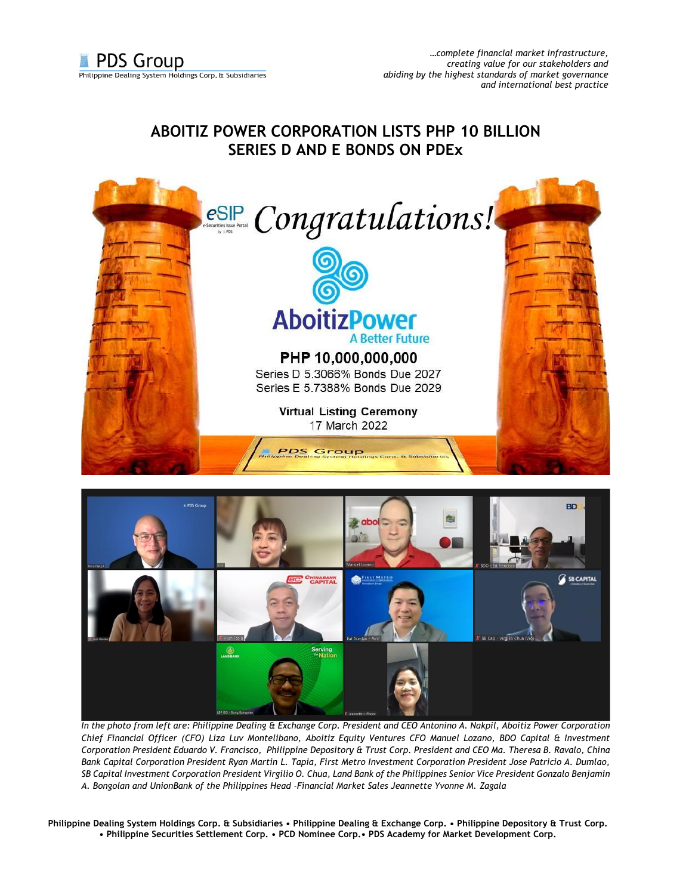# ABOITIZ POWER CORPORATION LISTS PHP 10 BILLION SERIES D AND E BONDS ON PDEx

*In the photo from left are: Philippine Dealing & Exchange Corp. President and CEO Antonino A. Nakpil, Aboitiz Power Corporation Chief Financial Officer (CFO) Liza Luv Montelibano, Aboitiz Equity Ventures CFO Manuel Lozano, BDO Capital & Investment Corporation President Eduardo V. Francisco, Philippine Depository & Trust Corp. President and CEO Ma. Theresa B. Ravalo, China Bank Capital Corporation President Ryan Martin L. Tapia, First Metro Investment Corporation President Jose Patricio A. Dumlao, SB Capital Investment Corporation President Virgilio O. Chua, Land Bank of the Philippines Senior Vice President Gonzalo Benjamin A. Bongolan and UnionBank of the Philippines Head -Financial Market Sales Jeannette Yvonne M. Zagala*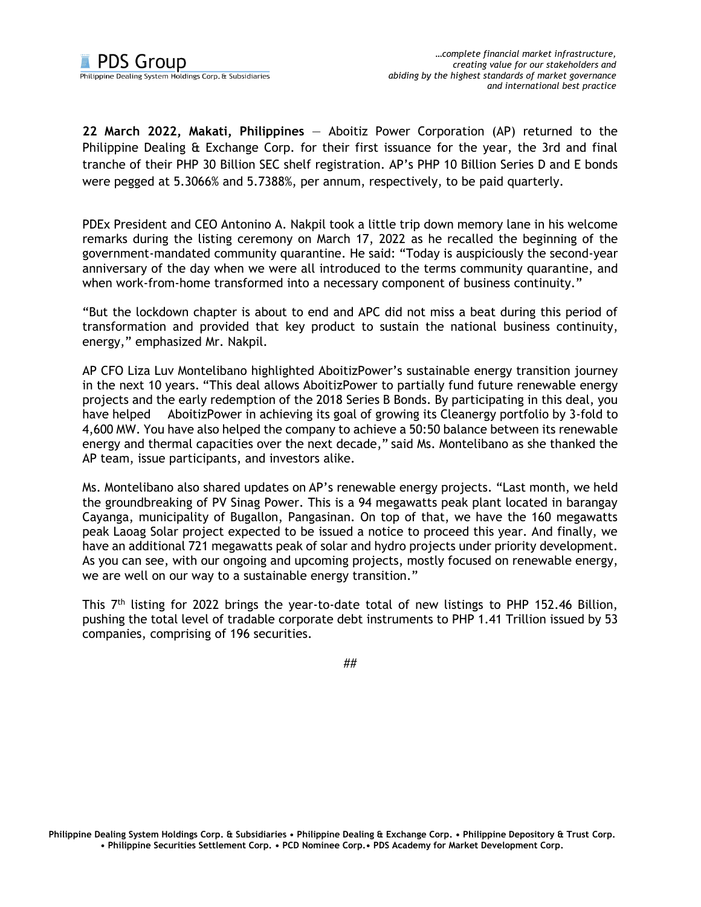**22 March 2022, Makati, Philippines** — Aboitiz Power Corporation (AP) returned to the Philippine Dealing & Exchange Corp. for their first issuance for the year, the 3rd and final tranche of their PHP 30 Billion SEC shelf registration. AP's PHP 10 Billion Series D and E bonds were pegged at 5.3066% and 5.7388%, per annum, respectively, to be paid quarterly.

PDEx President and CEO Antonino A. Nakpil took a little trip down memory lane in his welcome remarks during the listing ceremony on March 17, 2022 as he recalled the beginning of the government-mandated community quarantine. He said: "Today is auspiciously the second-year anniversary of the day when we were all introduced to the terms community quarantine, and when work-from-home transformed into a necessary component of business continuity."

"But the lockdown chapter is about to end and APC did not miss a beat during this period of transformation and provided that key product to sustain the national business continuity, energy," emphasized Mr. Nakpil.

AP CFO Liza Luv Montelibano highlighted AboitizPower's sustainable energy transition journey in the next 10 years. "This deal allows AboitizPower to partially fund future renewable energy projects and the early redemption of the 2018 Series B Bonds. By participating in this deal, you have helped AboitizPower in achieving its goal of growing its Cleanergy portfolio by 3-fold to 4,600 MW. You have also helped the company to achieve a 50:50 balance between its renewable energy and thermal capacities over the next decade," said Ms. Montelibano as she thanked the AP team, issue participants, and investors alike.

Ms. Montelibano also shared updates on AP's renewable energy projects. "Last month, we held the groundbreaking of PV Sinag Power. This is a 94 megawatts peak plant located in barangay Cayanga, municipality of Bugallon, Pangasinan. On top of that, we have the 160 megawatts peak Laoag Solar project expected to be issued a notice to proceed this year. And finally, we have an additional 721 megawatts peak of solar and hydro projects under priority development. As you can see, with our ongoing and upcoming projects, mostly focused on renewable energy, we are well on our way to a sustainable energy transition."

This 7th listing for 2022 brings the year-to-date total of new listings to PHP 152.46 Billion, pushing the total level of tradable corporate debt instruments to PHP 1.41 Trillion issued by 53 companies, comprising of 196 securities.

##